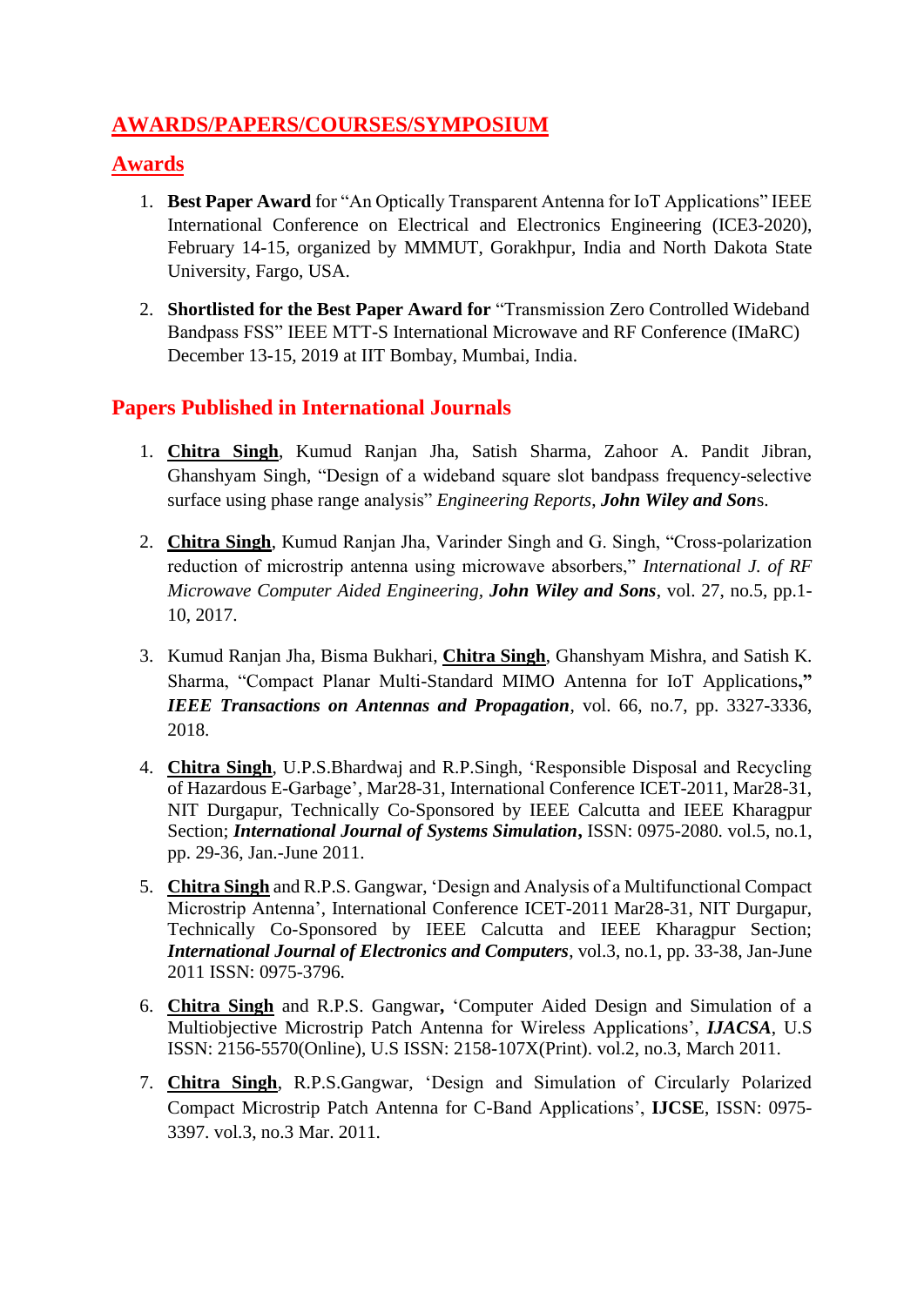# AWARDS/PAPERS/COURSES/SYMPOSIUM

## Awards

1. **Best Paper Award** for "An Optically Transparent Antenna for IoT Applications" IEEE International Conference on Electrical and Electronics Engineering (ICE3-2020), February 14-15, organized by MMMUT, Gorakhpur, India and North Dakota State University, Fargo, USA.

2. **Shortlisted for the Best Paper Award for** "Transmission Zero Controlled Wideband Bandpass FSS" IEEE MTT-S International Microwave and RF Conference (IMaRC) December 13-15, 2019 at IIT Bombay, Mumbai, India.

## Papers Published in International Journals

1. **Chitra Singh**, Kumud Ranjan Jha, Satish Sharma, Zahoor A. Pandit Jibran, Ghanshyam Singh, "Design of a wideband square slot bandpass frequency-selective surface using phase range analysis" *Engineering Reports*, ***John Wiley and Son***s.

2. **Chitra Singh**, Kumud Ranjan Jha, Varinder Singh and G. Singh, "Cross-polarization reduction of microstrip antenna using microwave absorbers," *International J. of RF Microwave Computer Aided Engineering*, ***John Wiley and Sons***, vol. 27, no.5, pp.1-10, 2017.

3. Kumud Ranjan Jha, Bisma Bukhari, **Chitra Singh**, Ghanshyam Mishra, and Satish K. Sharma, "Compact Planar Multi-Standard MIMO Antenna for IoT Applications**,"** ***IEEE Transactions on Antennas and Propagation***, vol. 66, no.7, pp. 3327-3336, 2018.

4. **Chitra Singh**, U.P.S.Bhardwaj and R.P.Singh, 'Responsible Disposal and Recycling of Hazardous E-Garbage', Mar28-31, International Conference ICET-2011, Mar28-31, NIT Durgapur, Technically Co-Sponsored by IEEE Calcutta and IEEE Kharagpur Section; ***International Journal of Systems Simulation*****,** ISSN: 0975-2080. vol.5, no.1, pp. 29-36, Jan.-June 2011.

5. **Chitra Singh** and R.P.S. Gangwar, 'Design and Analysis of a Multifunctional Compact Microstrip Antenna', International Conference ICET-2011 Mar28-31, NIT Durgapur, Technically Co-Sponsored by IEEE Calcutta and IEEE Kharagpur Section; ***International Journal of Electronics and Computers***, vol.3, no.1, pp. 33-38, Jan-June 2011 ISSN: 0975-3796.

6. **Chitra Singh** and R.P.S. Gangwar**,** 'Computer Aided Design and Simulation of a Multiobjective Microstrip Patch Antenna for Wireless Applications', ***IJACSA***, U.S ISSN: 2156-5570(Online), U.S ISSN: 2158-107X(Print). vol.2, no.3, March 2011.

7. **Chitra Singh**, R.P.S.Gangwar, 'Design and Simulation of Circularly Polarized Compact Microstrip Patch Antenna for C-Band Applications', **IJCSE**, ISSN: 0975-3397. vol.3, no.3 Mar. 2011.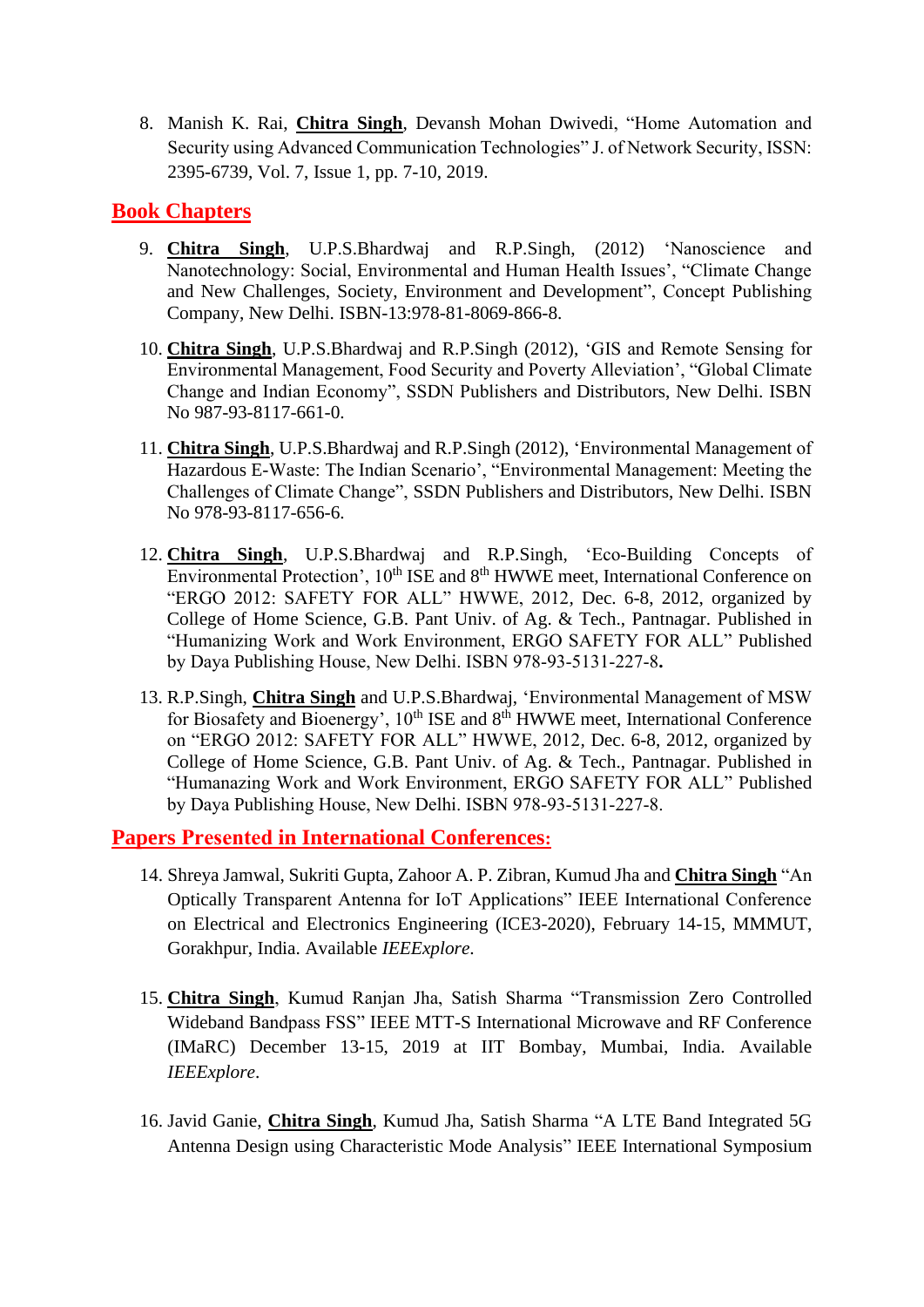8. Manish K. Rai, **Chitra Singh**, Devansh Mohan Dwivedi, "Home Automation and Security using Advanced Communication Technologies" J. of Network Security, ISSN: 2395-6739, Vol. 7, Issue 1, pp. 7-10, 2019.

## Book Chapters

9. **Chitra Singh**, U.P.S.Bhardwaj and R.P.Singh, (2012) 'Nanoscience and Nanotechnology: Social, Environmental and Human Health Issues', "Climate Change and New Challenges, Society, Environment and Development", Concept Publishing Company, New Delhi. ISBN-13:978-81-8069-866-8.

10. **Chitra Singh**, U.P.S.Bhardwaj and R.P.Singh (2012), 'GIS and Remote Sensing for Environmental Management, Food Security and Poverty Alleviation', "Global Climate Change and Indian Economy", SSDN Publishers and Distributors, New Delhi. ISBN No 987-93-8117-661-0.

11. **Chitra Singh**, U.P.S.Bhardwaj and R.P.Singh (2012), 'Environmental Management of Hazardous E-Waste: The Indian Scenario', "Environmental Management: Meeting the Challenges of Climate Change", SSDN Publishers and Distributors, New Delhi. ISBN No 978-93-8117-656-6.

12. **Chitra Singh**, U.P.S.Bhardwaj and R.P.Singh, 'Eco-Building Concepts of Environmental Protection', 10th ISE and 8th HWWE meet, International Conference on "ERGO 2012: SAFETY FOR ALL" HWWE, 2012, Dec. 6-8, 2012, organized by College of Home Science, G.B. Pant Univ. of Ag. & Tech., Pantnagar. Published in "Humanizing Work and Work Environment, ERGO SAFETY FOR ALL" Published by Daya Publishing House, New Delhi. ISBN 978-93-5131-227-8**.**

13. R.P.Singh, **Chitra Singh** and U.P.S.Bhardwaj, 'Environmental Management of MSW for Biosafety and Bioenergy', 10th ISE and 8th HWWE meet, International Conference on "ERGO 2012: SAFETY FOR ALL" HWWE, 2012, Dec. 6-8, 2012, organized by College of Home Science, G.B. Pant Univ. of Ag. & Tech., Pantnagar. Published in "Humanazing Work and Work Environment, ERGO SAFETY FOR ALL" Published by Daya Publishing House, New Delhi. ISBN 978-93-5131-227-8.

## Papers Presented in International Conferences:

14. Shreya Jamwal, Sukriti Gupta, Zahoor A. P. Zibran, Kumud Jha and **Chitra Singh** "An Optically Transparent Antenna for IoT Applications" IEEE International Conference on Electrical and Electronics Engineering (ICE3-2020), February 14-15, MMMUT, Gorakhpur, India. Available *IEEExplore*.

15. **Chitra Singh**, Kumud Ranjan Jha, Satish Sharma "Transmission Zero Controlled Wideband Bandpass FSS" IEEE MTT-S International Microwave and RF Conference (IMaRC) December 13-15, 2019 at IIT Bombay, Mumbai, India. Available *IEEExplore*.

16. Javid Ganie, **Chitra Singh**, Kumud Jha, Satish Sharma "A LTE Band Integrated 5G Antenna Design using Characteristic Mode Analysis" IEEE International Symposium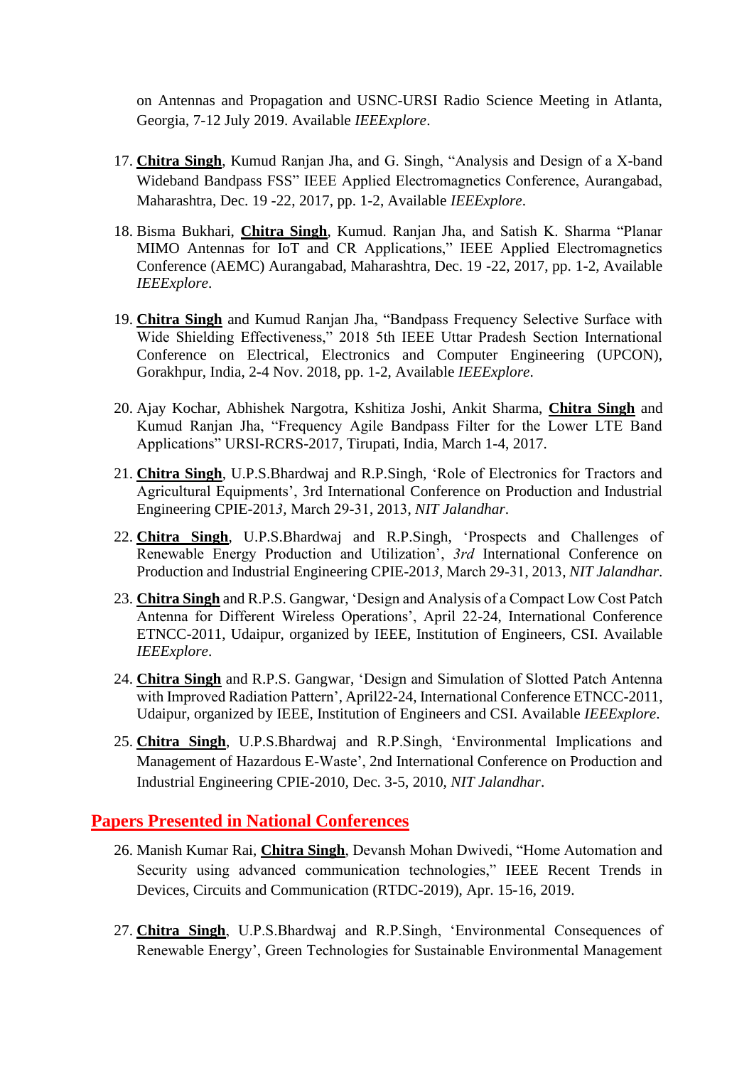on Antennas and Propagation and USNC-URSI Radio Science Meeting in Atlanta, Georgia, 7-12 July 2019. Available *IEEExplore*.

17. **Chitra Singh**, Kumud Ranjan Jha, and G. Singh, "Analysis and Design of a X-band Wideband Bandpass FSS" IEEE Applied Electromagnetics Conference, Aurangabad, Maharashtra, Dec. 19 -22, 2017, pp. 1-2, Available *IEEExplore*.

18. Bisma Bukhari, **Chitra Singh**, Kumud. Ranjan Jha, and Satish K. Sharma "Planar MIMO Antennas for IoT and CR Applications," IEEE Applied Electromagnetics Conference (AEMC) Aurangabad, Maharashtra, Dec. 19 -22, 2017, pp. 1-2, Available *IEEExplore*.

19. **Chitra Singh** and Kumud Ranjan Jha, "Bandpass Frequency Selective Surface with Wide Shielding Effectiveness," 2018 5th IEEE Uttar Pradesh Section International Conference on Electrical, Electronics and Computer Engineering (UPCON), Gorakhpur, India, 2-4 Nov. 2018, pp. 1-2, Available *IEEExplore*.

20. Ajay Kochar, Abhishek Nargotra, Kshitiza Joshi, Ankit Sharma, **Chitra Singh** and Kumud Ranjan Jha, "Frequency Agile Bandpass Filter for the Lower LTE Band Applications" URSI-RCRS-2017, Tirupati, India, March 1-4, 2017.

21. **Chitra Singh**, U.P.S.Bhardwaj and R.P.Singh, 'Role of Electronics for Tractors and Agricultural Equipments', 3rd International Conference on Production and Industrial Engineering CPIE-201*3*, March 29-31, 2013, *NIT Jalandhar*.

22. **Chitra Singh**, U.P.S.Bhardwaj and R.P.Singh, 'Prospects and Challenges of Renewable Energy Production and Utilization', *3rd* International Conference on Production and Industrial Engineering CPIE-201*3*, March 29-31, 2013, *NIT Jalandhar*.

23. **Chitra Singh** and R.P.S. Gangwar, 'Design and Analysis of a Compact Low Cost Patch Antenna for Different Wireless Operations', April 22-24, International Conference ETNCC-2011, Udaipur, organized by IEEE, Institution of Engineers, CSI. Available *IEEExplore*.

24. **Chitra Singh** and R.P.S. Gangwar, 'Design and Simulation of Slotted Patch Antenna with Improved Radiation Pattern', April22-24, International Conference ETNCC-2011, Udaipur, organized by IEEE, Institution of Engineers and CSI. Available *IEEExplore*.

25. **Chitra Singh**, U.P.S.Bhardwaj and R.P.Singh, 'Environmental Implications and Management of Hazardous E-Waste', 2nd International Conference on Production and Industrial Engineering CPIE-2010, Dec. 3-5, 2010, *NIT Jalandhar*.

## Papers Presented in National Conferences

26. Manish Kumar Rai, **Chitra Singh**, Devansh Mohan Dwivedi, "Home Automation and Security using advanced communication technologies," IEEE Recent Trends in Devices, Circuits and Communication (RTDC-2019), Apr. 15-16, 2019.

27. **Chitra Singh**, U.P.S.Bhardwaj and R.P.Singh, 'Environmental Consequences of Renewable Energy', Green Technologies for Sustainable Environmental Management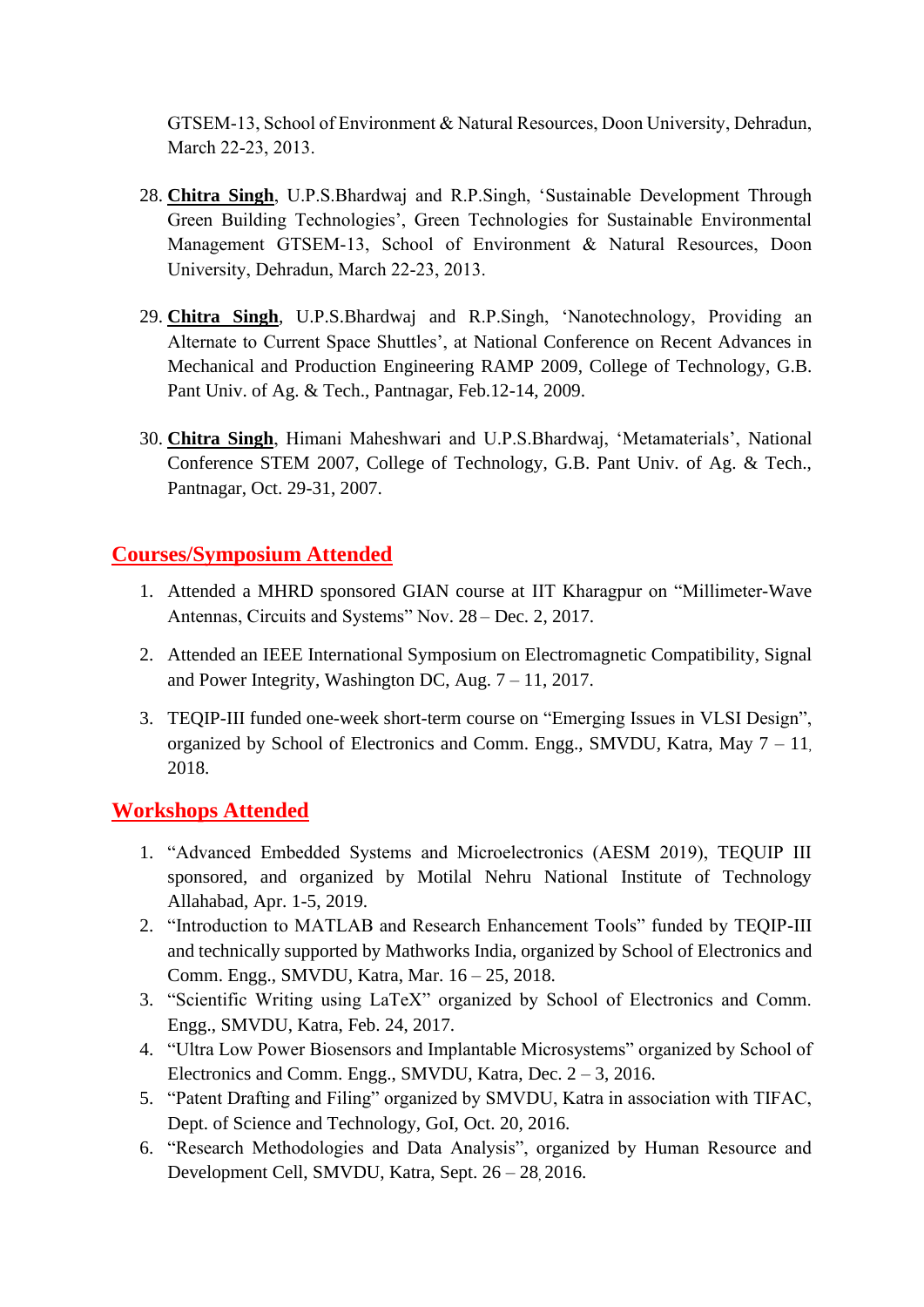GTSEM-13, School of Environment & Natural Resources, Doon University, Dehradun, March 22-23, 2013.

28. **Chitra Singh**, U.P.S.Bhardwaj and R.P.Singh, 'Sustainable Development Through Green Building Technologies', Green Technologies for Sustainable Environmental Management GTSEM-13, School of Environment & Natural Resources, Doon University, Dehradun, March 22-23, 2013.

29. **Chitra Singh**, U.P.S.Bhardwaj and R.P.Singh, 'Nanotechnology, Providing an Alternate to Current Space Shuttles', at National Conference on Recent Advances in Mechanical and Production Engineering RAMP 2009, College of Technology, G.B. Pant Univ. of Ag. & Tech., Pantnagar, Feb.12-14, 2009.

30. **Chitra Singh**, Himani Maheshwari and U.P.S.Bhardwaj, 'Metamaterials', National Conference STEM 2007, College of Technology, G.B. Pant Univ. of Ag. & Tech., Pantnagar, Oct. 29-31, 2007.

## Courses/Symposium Attended

1. Attended a MHRD sponsored GIAN course at IIT Kharagpur on "Millimeter-Wave Antennas, Circuits and Systems" Nov. 28 – Dec. 2, 2017.

2. Attended an IEEE International Symposium on Electromagnetic Compatibility, Signal and Power Integrity, Washington DC, Aug. 7 – 11, 2017.

3. TEQIP-III funded one-week short-term course on "Emerging Issues in VLSI Design", organized by School of Electronics and Comm. Engg., SMVDU, Katra, May 7 – 11, 2018.

## Workshops Attended

1. "Advanced Embedded Systems and Microelectronics (AESM 2019), TEQUIP III sponsored, and organized by Motilal Nehru National Institute of Technology Allahabad, Apr. 1-5, 2019.
2. "Introduction to MATLAB and Research Enhancement Tools" funded by TEQIP-III and technically supported by Mathworks India, organized by School of Electronics and Comm. Engg., SMVDU, Katra, Mar. 16 – 25, 2018.
3. "Scientific Writing using LaTeX" organized by School of Electronics and Comm. Engg., SMVDU, Katra, Feb. 24, 2017.
4. "Ultra Low Power Biosensors and Implantable Microsystems" organized by School of Electronics and Comm. Engg., SMVDU, Katra, Dec. 2 – 3, 2016.
5. "Patent Drafting and Filing" organized by SMVDU, Katra in association with TIFAC, Dept. of Science and Technology, GoI, Oct. 20, 2016.
6. "Research Methodologies and Data Analysis", organized by Human Resource and Development Cell, SMVDU, Katra, Sept. 26 – 28, 2016.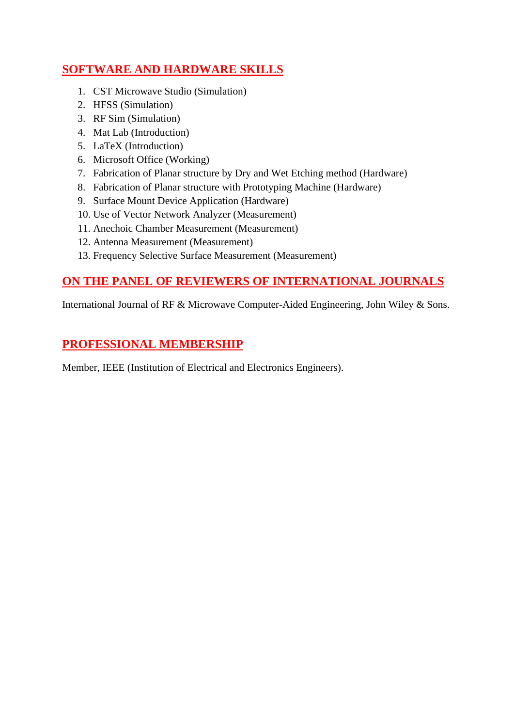## SOFTWARE AND HARDWARE SKILLS

1. CST Microwave Studio (Simulation)
2. HFSS (Simulation)
3. RF Sim (Simulation)
4. Mat Lab (Introduction)
5. LaTeX (Introduction)
6. Microsoft Office (Working)
7. Fabrication of Planar structure by Dry and Wet Etching method (Hardware)
8. Fabrication of Planar structure with Prototyping Machine (Hardware)
9. Surface Mount Device Application (Hardware)
10. Use of Vector Network Analyzer (Measurement)
11. Anechoic Chamber Measurement (Measurement)
12. Antenna Measurement (Measurement)
13. Frequency Selective Surface Measurement (Measurement)

## ON THE PANEL OF REVIEWERS OF INTERNATIONAL JOURNALS

International Journal of RF & Microwave Computer-Aided Engineering, John Wiley & Sons.

## PROFESSIONAL MEMBERSHIP

Member, IEEE (Institution of Electrical and Electronics Engineers).